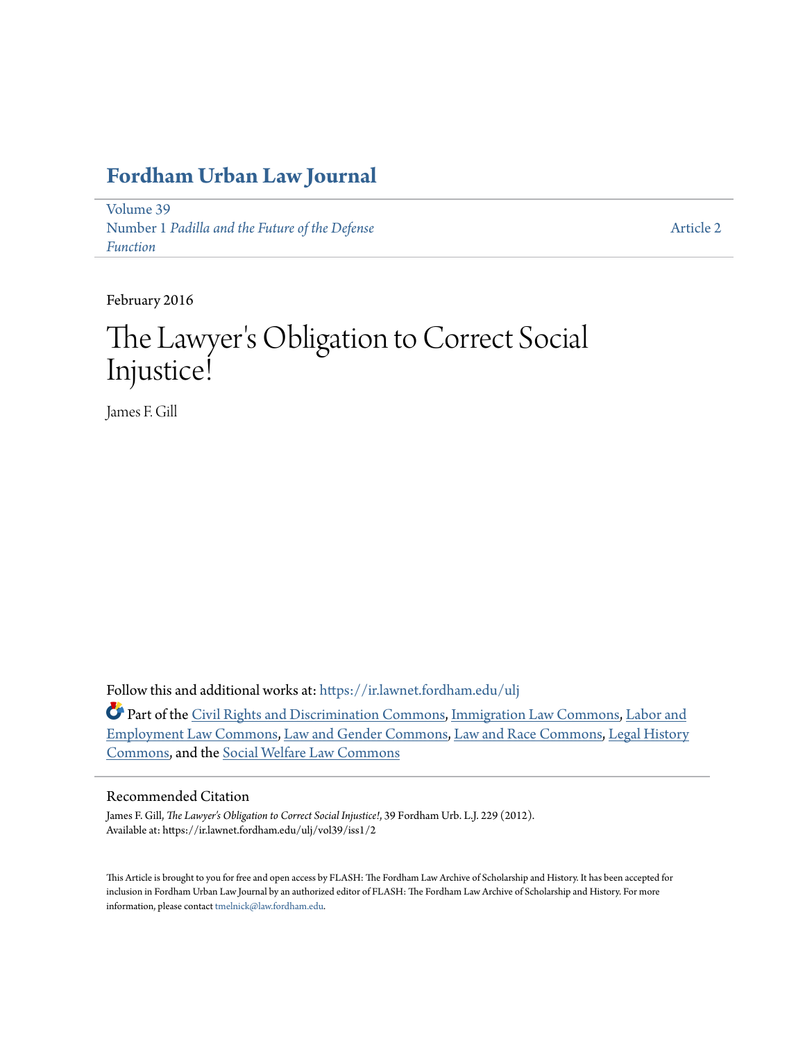# Fordham Urban Law Journal

Volume 39
Number 1 *Padilla and the Future of the Defense Function*

Article 2

February 2016

# The Lawyer's Obligation to Correct Social Injustice!

James F. Gill

Follow this and additional works at: https://ir.lawnet.fordham.edu/ulj

Part of the Civil Rights and Discrimination Commons, Immigration Law Commons, Labor and Employment Law Commons, Law and Gender Commons, Law and Race Commons, Legal History Commons, and the Social Welfare Law Commons

## Recommended Citation

James F. Gill, *The Lawyer's Obligation to Correct Social Injustice!*, 39 Fordham Urb. L.J. 229 (2012).
Available at: https://ir.lawnet.fordham.edu/ulj/vol39/iss1/2

This Article is brought to you for free and open access by FLASH: The Fordham Law Archive of Scholarship and History. It has been accepted for inclusion in Fordham Urban Law Journal by an authorized editor of FLASH: The Fordham Law Archive of Scholarship and History. For more information, please contact tmelnick@law.fordham.edu.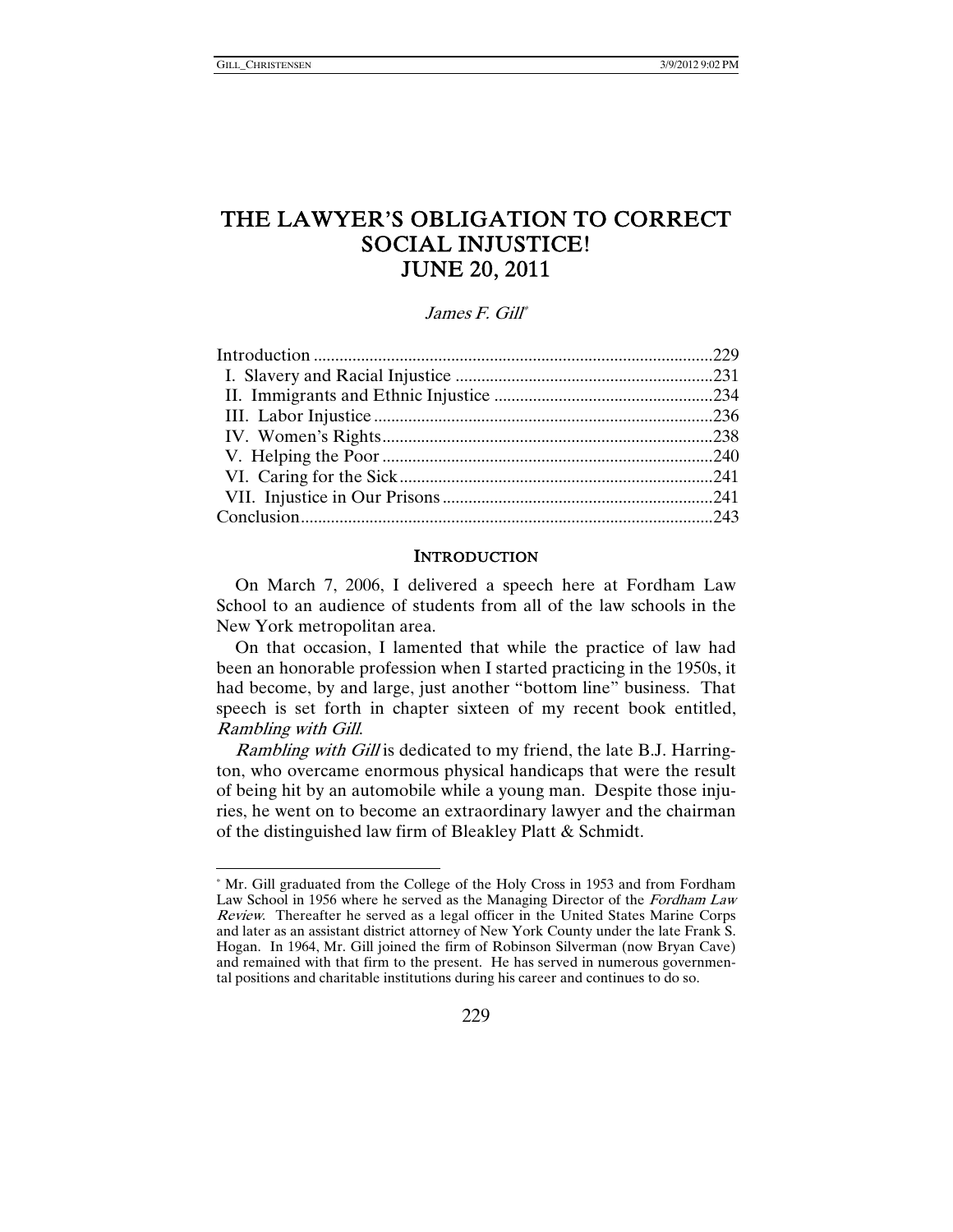# THE LAWYER'S OBLIGATION TO CORRECT SOCIAL INJUSTICE! JUNE 20, 2011

*James F. Gill*[*]

| | |
|---|---|
| Introduction | 229 |
| I. Slavery and Racial Injustice | 231 |
| II. Immigrants and Ethnic Injustice | 234 |
| III. Labor Injustice | 236 |
| IV. Women's Rights | 238 |
| V. Helping the Poor | 240 |
| VI. Caring for the Sick | 241 |
| VII. Injustice in Our Prisons | 241 |
| Conclusion | 243 |

## INTRODUCTION

On March 7, 2006, I delivered a speech here at Fordham Law School to an audience of students from all of the law schools in the New York metropolitan area.

On that occasion, I lamented that while the practice of law had been an honorable profession when I started practicing in the 1950s, it had become, by and large, just another "bottom line" business. That speech is set forth in chapter sixteen of my recent book entitled, *Rambling with Gill*.

*Rambling with Gill* is dedicated to my friend, the late B.J. Harrington, who overcame enormous physical handicaps that were the result of being hit by an automobile while a young man. Despite those injuries, he went on to become an extraordinary lawyer and the chairman of the distinguished law firm of Bleakley Platt & Schmidt.

---

[*] Mr. Gill graduated from the College of the Holy Cross in 1953 and from Fordham Law School in 1956 where he served as the Managing Director of the *Fordham Law Review*. Thereafter he served as a legal officer in the United States Marine Corps and later as an assistant district attorney of New York County under the late Frank S. Hogan. In 1964, Mr. Gill joined the firm of Robinson Silverman (now Bryan Cave) and remained with that firm to the present. He has served in numerous governmental positions and charitable institutions during his career and continues to do so.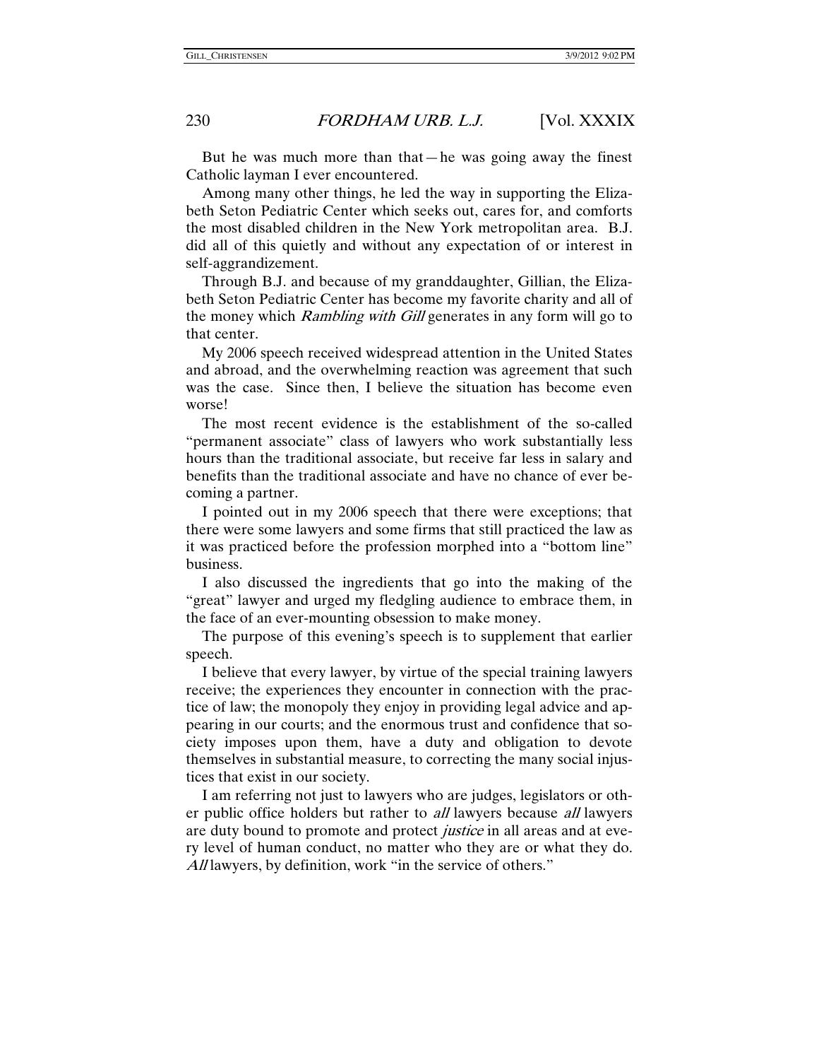But he was much more than that—he was going away the finest Catholic layman I ever encountered.

Among many other things, he led the way in supporting the Elizabeth Seton Pediatric Center which seeks out, cares for, and comforts the most disabled children in the New York metropolitan area. B.J. did all of this quietly and without any expectation of or interest in self-aggrandizement.

Through B.J. and because of my granddaughter, Gillian, the Elizabeth Seton Pediatric Center has become my favorite charity and all of the money which *Rambling with Gill* generates in any form will go to that center.

My 2006 speech received widespread attention in the United States and abroad, and the overwhelming reaction was agreement that such was the case. Since then, I believe the situation has become even worse!

The most recent evidence is the establishment of the so-called "permanent associate" class of lawyers who work substantially less hours than the traditional associate, but receive far less in salary and benefits than the traditional associate and have no chance of ever becoming a partner.

I pointed out in my 2006 speech that there were exceptions; that there were some lawyers and some firms that still practiced the law as it was practiced before the profession morphed into a "bottom line" business.

I also discussed the ingredients that go into the making of the "great" lawyer and urged my fledgling audience to embrace them, in the face of an ever-mounting obsession to make money.

The purpose of this evening's speech is to supplement that earlier speech.

I believe that every lawyer, by virtue of the special training lawyers receive; the experiences they encounter in connection with the practice of law; the monopoly they enjoy in providing legal advice and appearing in our courts; and the enormous trust and confidence that society imposes upon them, have a duty and obligation to devote themselves in substantial measure, to correcting the many social injustices that exist in our society.

I am referring not just to lawyers who are judges, legislators or other public office holders but rather to *all* lawyers because *all* lawyers are duty bound to promote and protect *justice* in all areas and at every level of human conduct, no matter who they are or what they do. *All* lawyers, by definition, work "in the service of others."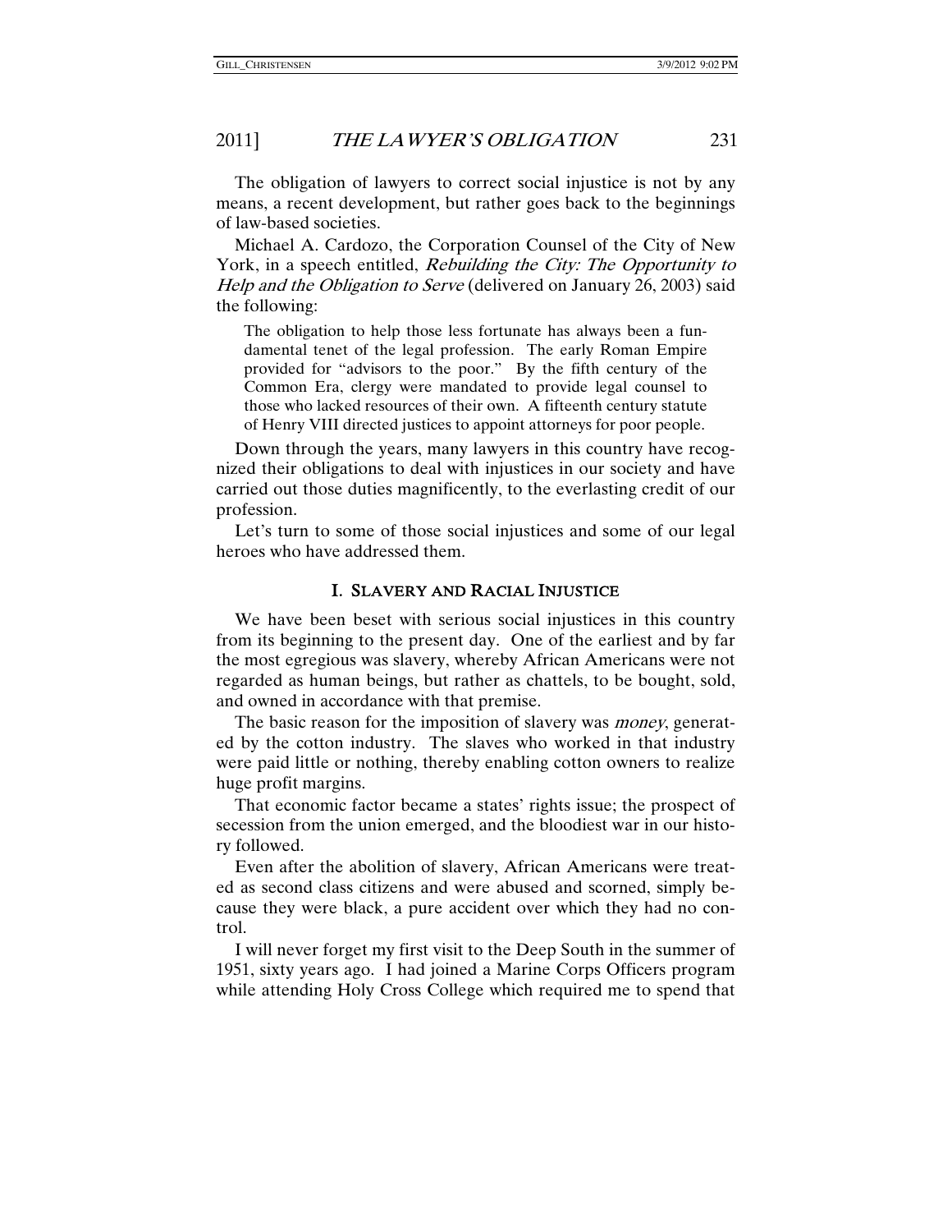The obligation of lawyers to correct social injustice is not by any means, a recent development, but rather goes back to the beginnings of law-based societies.

Michael A. Cardozo, the Corporation Counsel of the City of New York, in a speech entitled, *Rebuilding the City: The Opportunity to Help and the Obligation to Serve* (delivered on January 26, 2003) said the following:

> The obligation to help those less fortunate has always been a fundamental tenet of the legal profession. The early Roman Empire provided for "advisors to the poor." By the fifth century of the Common Era, clergy were mandated to provide legal counsel to those who lacked resources of their own. A fifteenth century statute of Henry VIII directed justices to appoint attorneys for poor people.

Down through the years, many lawyers in this country have recognized their obligations to deal with injustices in our society and have carried out those duties magnificently, to the everlasting credit of our profession.

Let's turn to some of those social injustices and some of our legal heroes who have addressed them.

## I. SLAVERY AND RACIAL INJUSTICE

We have been beset with serious social injustices in this country from its beginning to the present day. One of the earliest and by far the most egregious was slavery, whereby African Americans were not regarded as human beings, but rather as chattels, to be bought, sold, and owned in accordance with that premise.

The basic reason for the imposition of slavery was *money*, generated by the cotton industry. The slaves who worked in that industry were paid little or nothing, thereby enabling cotton owners to realize huge profit margins.

That economic factor became a states' rights issue; the prospect of secession from the union emerged, and the bloodiest war in our history followed.

Even after the abolition of slavery, African Americans were treated as second class citizens and were abused and scorned, simply because they were black, a pure accident over which they had no control.

I will never forget my first visit to the Deep South in the summer of 1951, sixty years ago. I had joined a Marine Corps Officers program while attending Holy Cross College which required me to spend that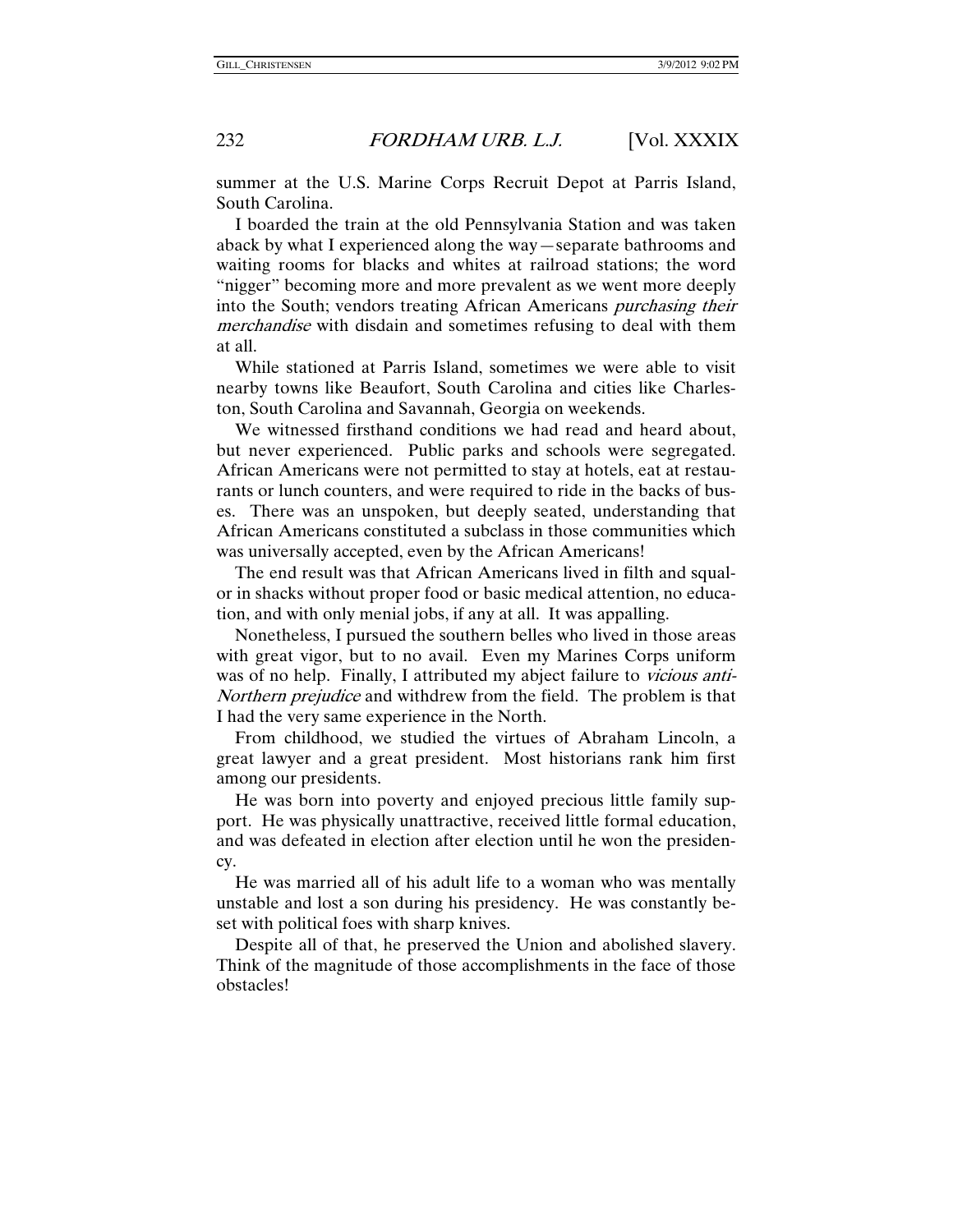summer at the U.S. Marine Corps Recruit Depot at Parris Island, South Carolina.

I boarded the train at the old Pennsylvania Station and was taken aback by what I experienced along the way—separate bathrooms and waiting rooms for blacks and whites at railroad stations; the word "nigger" becoming more and more prevalent as we went more deeply into the South; vendors treating African Americans *purchasing their merchandise* with disdain and sometimes refusing to deal with them at all.

While stationed at Parris Island, sometimes we were able to visit nearby towns like Beaufort, South Carolina and cities like Charleston, South Carolina and Savannah, Georgia on weekends.

We witnessed firsthand conditions we had read and heard about, but never experienced. Public parks and schools were segregated. African Americans were not permitted to stay at hotels, eat at restaurants or lunch counters, and were required to ride in the backs of buses. There was an unspoken, but deeply seated, understanding that African Americans constituted a subclass in those communities which was universally accepted, even by the African Americans!

The end result was that African Americans lived in filth and squalor in shacks without proper food or basic medical attention, no education, and with only menial jobs, if any at all. It was appalling.

Nonetheless, I pursued the southern belles who lived in those areas with great vigor, but to no avail. Even my Marines Corps uniform was of no help. Finally, I attributed my abject failure to *vicious anti-Northern prejudice* and withdrew from the field. The problem is that I had the very same experience in the North.

From childhood, we studied the virtues of Abraham Lincoln, a great lawyer and a great president. Most historians rank him first among our presidents.

He was born into poverty and enjoyed precious little family support. He was physically unattractive, received little formal education, and was defeated in election after election until he won the presidency.

He was married all of his adult life to a woman who was mentally unstable and lost a son during his presidency. He was constantly beset with political foes with sharp knives.

Despite all of that, he preserved the Union and abolished slavery. Think of the magnitude of those accomplishments in the face of those obstacles!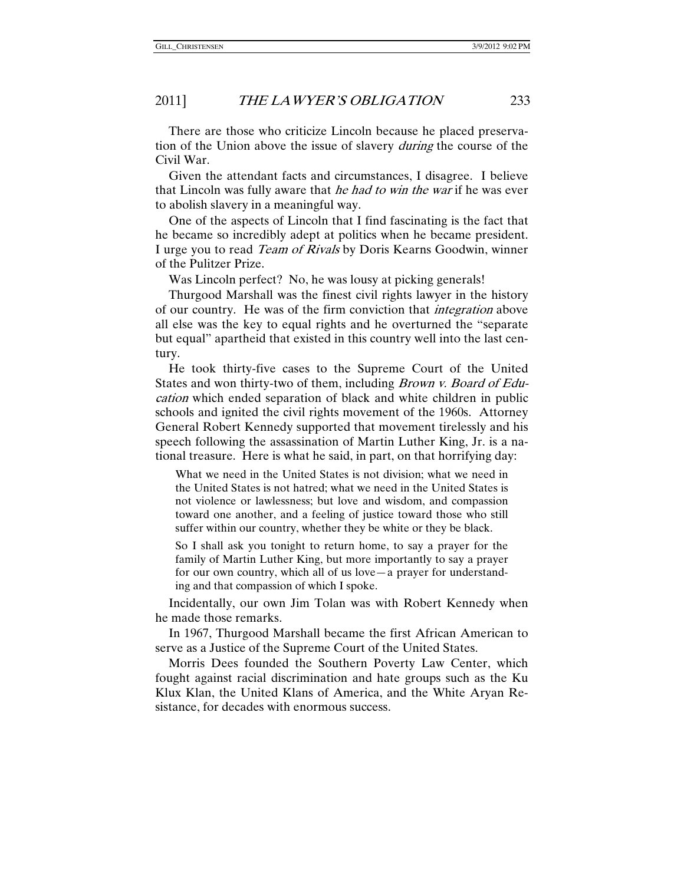There are those who criticize Lincoln because he placed preservation of the Union above the issue of slavery *during* the course of the Civil War.

Given the attendant facts and circumstances, I disagree. I believe that Lincoln was fully aware that *he had to win the war* if he was ever to abolish slavery in a meaningful way.

One of the aspects of Lincoln that I find fascinating is the fact that he became so incredibly adept at politics when he became president. I urge you to read *Team of Rivals* by Doris Kearns Goodwin, winner of the Pulitzer Prize.

Was Lincoln perfect? No, he was lousy at picking generals!

Thurgood Marshall was the finest civil rights lawyer in the history of our country. He was of the firm conviction that *integration* above all else was the key to equal rights and he overturned the "separate but equal" apartheid that existed in this country well into the last century.

He took thirty-five cases to the Supreme Court of the United States and won thirty-two of them, including *Brown v. Board of Education* which ended separation of black and white children in public schools and ignited the civil rights movement of the 1960s. Attorney General Robert Kennedy supported that movement tirelessly and his speech following the assassination of Martin Luther King, Jr. is a national treasure. Here is what he said, in part, on that horrifying day:

> What we need in the United States is not division; what we need in the United States is not hatred; what we need in the United States is not violence or lawlessness; but love and wisdom, and compassion toward one another, and a feeling of justice toward those who still suffer within our country, whether they be white or they be black.
>
> So I shall ask you tonight to return home, to say a prayer for the family of Martin Luther King, but more importantly to say a prayer for our own country, which all of us love—a prayer for understanding and that compassion of which I spoke.

Incidentally, our own Jim Tolan was with Robert Kennedy when he made those remarks.

In 1967, Thurgood Marshall became the first African American to serve as a Justice of the Supreme Court of the United States.

Morris Dees founded the Southern Poverty Law Center, which fought against racial discrimination and hate groups such as the Ku Klux Klan, the United Klans of America, and the White Aryan Resistance, for decades with enormous success.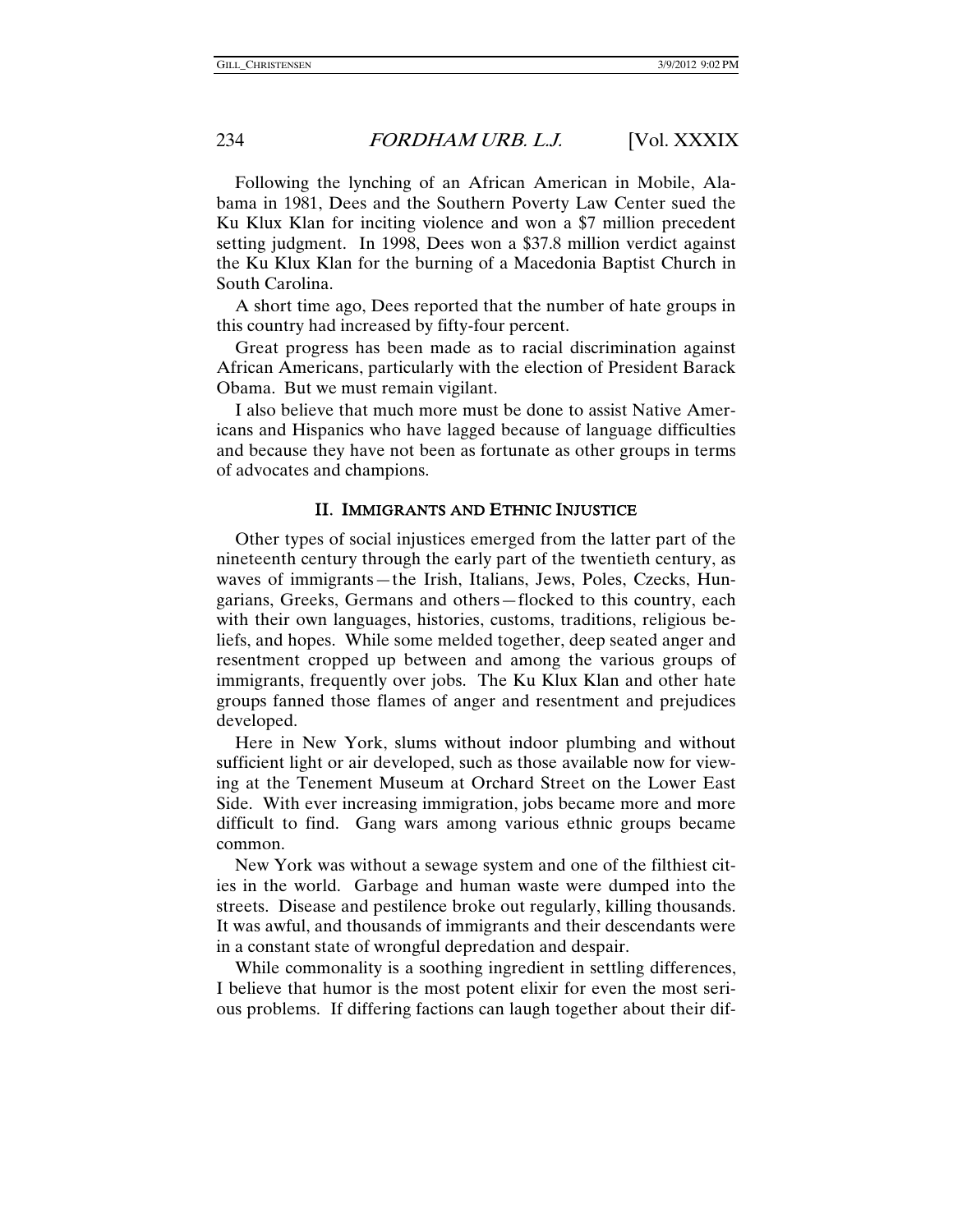Following the lynching of an African American in Mobile, Alabama in 1981, Dees and the Southern Poverty Law Center sued the Ku Klux Klan for inciting violence and won a $7 million precedent setting judgment. In 1998, Dees won a $37.8 million verdict against the Ku Klux Klan for the burning of a Macedonia Baptist Church in South Carolina.

A short time ago, Dees reported that the number of hate groups in this country had increased by fifty-four percent.

Great progress has been made as to racial discrimination against African Americans, particularly with the election of President Barack Obama. But we must remain vigilant.

I also believe that much more must be done to assist Native Americans and Hispanics who have lagged because of language difficulties and because they have not been as fortunate as other groups in terms of advocates and champions.

## II. IMMIGRANTS AND ETHNIC INJUSTICE

Other types of social injustices emerged from the latter part of the nineteenth century through the early part of the twentieth century, as waves of immigrants—the Irish, Italians, Jews, Poles, Czecks, Hungarians, Greeks, Germans and others—flocked to this country, each with their own languages, histories, customs, traditions, religious beliefs, and hopes. While some melded together, deep seated anger and resentment cropped up between and among the various groups of immigrants, frequently over jobs. The Ku Klux Klan and other hate groups fanned those flames of anger and resentment and prejudices developed.

Here in New York, slums without indoor plumbing and without sufficient light or air developed, such as those available now for viewing at the Tenement Museum at Orchard Street on the Lower East Side. With ever increasing immigration, jobs became more and more difficult to find. Gang wars among various ethnic groups became common.

New York was without a sewage system and one of the filthiest cities in the world. Garbage and human waste were dumped into the streets. Disease and pestilence broke out regularly, killing thousands. It was awful, and thousands of immigrants and their descendants were in a constant state of wrongful depredation and despair.

While commonality is a soothing ingredient in settling differences, I believe that humor is the most potent elixir for even the most serious problems. If differing factions can laugh together about their dif-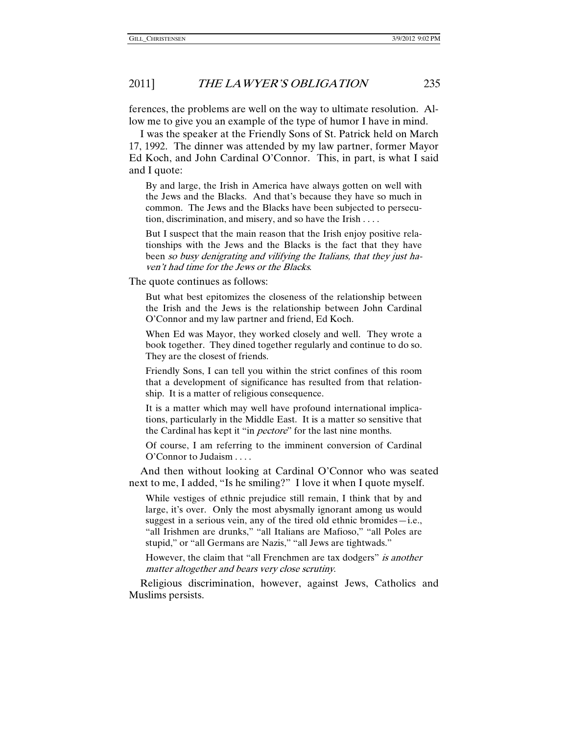ferences, the problems are well on the way to ultimate resolution. Allow me to give you an example of the type of humor I have in mind.

I was the speaker at the Friendly Sons of St. Patrick held on March 17, 1992. The dinner was attended by my law partner, former Mayor Ed Koch, and John Cardinal O'Connor. This, in part, is what I said and I quote:

> By and large, the Irish in America have always gotten on well with the Jews and the Blacks. And that's because they have so much in common. The Jews and the Blacks have been subjected to persecution, discrimination, and misery, and so have the Irish . . . .
>
> But I suspect that the main reason that the Irish enjoy positive relationships with the Jews and the Blacks is the fact that they have been *so busy denigrating and vilifying the Italians, that they just haven't had time for the Jews or the Blacks*.

The quote continues as follows:

> But what best epitomizes the closeness of the relationship between the Irish and the Jews is the relationship between John Cardinal O'Connor and my law partner and friend, Ed Koch.
>
> When Ed was Mayor, they worked closely and well. They wrote a book together. They dined together regularly and continue to do so. They are the closest of friends.
>
> Friendly Sons, I can tell you within the strict confines of this room that a development of significance has resulted from that relationship. It is a matter of religious consequence.
>
> It is a matter which may well have profound international implications, particularly in the Middle East. It is a matter so sensitive that the Cardinal has kept it "in *pectore*" for the last nine months.
>
> Of course, I am referring to the imminent conversion of Cardinal O'Connor to Judaism . . . .

And then without looking at Cardinal O'Connor who was seated next to me, I added, "Is he smiling?" I love it when I quote myself.

> While vestiges of ethnic prejudice still remain, I think that by and large, it's over. Only the most abysmally ignorant among us would suggest in a serious vein, any of the tired old ethnic bromides—i.e., "all Irishmen are drunks," "all Italians are Mafioso," "all Poles are stupid," or "all Germans are Nazis," "all Jews are tightwads."
>
> However, the claim that "all Frenchmen are tax dodgers" *is another matter altogether and bears very close scrutiny*.

Religious discrimination, however, against Jews, Catholics and Muslims persists.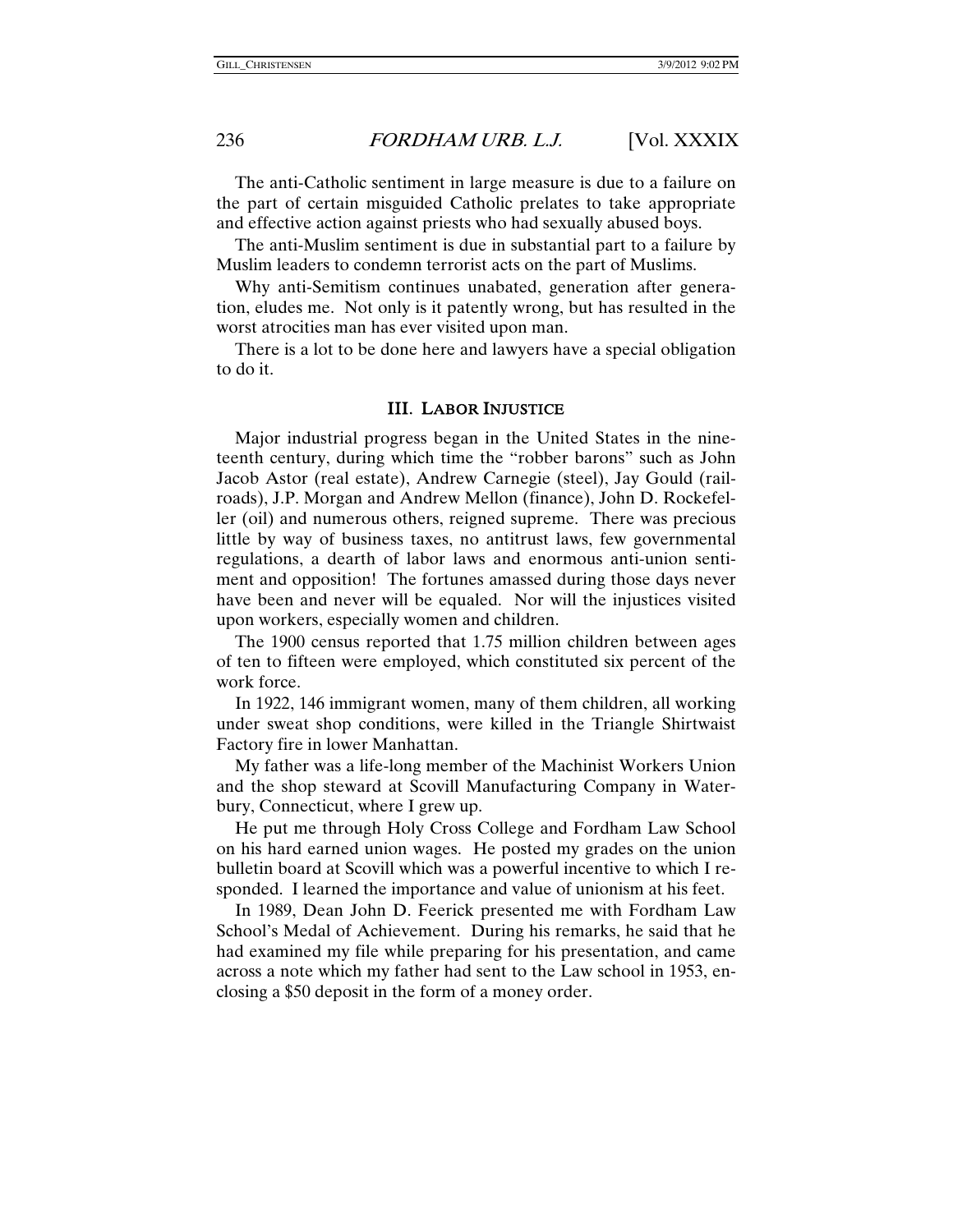The anti-Catholic sentiment in large measure is due to a failure on the part of certain misguided Catholic prelates to take appropriate and effective action against priests who had sexually abused boys.

The anti-Muslim sentiment is due in substantial part to a failure by Muslim leaders to condemn terrorist acts on the part of Muslims.

Why anti-Semitism continues unabated, generation after generation, eludes me. Not only is it patently wrong, but has resulted in the worst atrocities man has ever visited upon man.

There is a lot to be done here and lawyers have a special obligation to do it.

## III. LABOR INJUSTICE

Major industrial progress began in the United States in the nineteenth century, during which time the "robber barons" such as John Jacob Astor (real estate), Andrew Carnegie (steel), Jay Gould (railroads), J.P. Morgan and Andrew Mellon (finance), John D. Rockefeller (oil) and numerous others, reigned supreme. There was precious little by way of business taxes, no antitrust laws, few governmental regulations, a dearth of labor laws and enormous anti-union sentiment and opposition! The fortunes amassed during those days never have been and never will be equaled. Nor will the injustices visited upon workers, especially women and children.

The 1900 census reported that 1.75 million children between ages of ten to fifteen were employed, which constituted six percent of the work force.

In 1922, 146 immigrant women, many of them children, all working under sweat shop conditions, were killed in the Triangle Shirtwaist Factory fire in lower Manhattan.

My father was a life-long member of the Machinist Workers Union and the shop steward at Scovill Manufacturing Company in Waterbury, Connecticut, where I grew up.

He put me through Holy Cross College and Fordham Law School on his hard earned union wages. He posted my grades on the union bulletin board at Scovill which was a powerful incentive to which I responded. I learned the importance and value of unionism at his feet.

In 1989, Dean John D. Feerick presented me with Fordham Law School's Medal of Achievement. During his remarks, he said that he had examined my file while preparing for his presentation, and came across a note which my father had sent to the Law school in 1953, enclosing a $50 deposit in the form of a money order.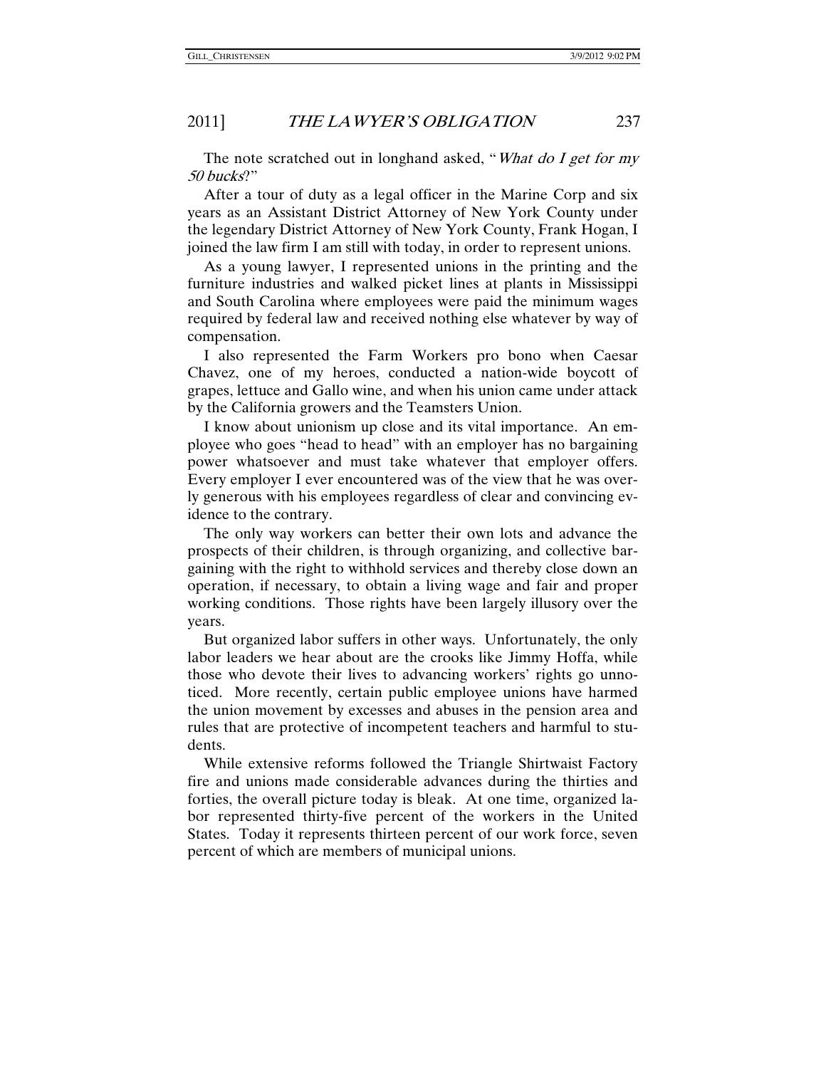The note scratched out in longhand asked, "*What do I get for my 50 bucks*?"

After a tour of duty as a legal officer in the Marine Corp and six years as an Assistant District Attorney of New York County under the legendary District Attorney of New York County, Frank Hogan, I joined the law firm I am still with today, in order to represent unions.

As a young lawyer, I represented unions in the printing and the furniture industries and walked picket lines at plants in Mississippi and South Carolina where employees were paid the minimum wages required by federal law and received nothing else whatever by way of compensation.

I also represented the Farm Workers pro bono when Caesar Chavez, one of my heroes, conducted a nation-wide boycott of grapes, lettuce and Gallo wine, and when his union came under attack by the California growers and the Teamsters Union.

I know about unionism up close and its vital importance. An employee who goes "head to head" with an employer has no bargaining power whatsoever and must take whatever that employer offers. Every employer I ever encountered was of the view that he was overly generous with his employees regardless of clear and convincing evidence to the contrary.

The only way workers can better their own lots and advance the prospects of their children, is through organizing, and collective bargaining with the right to withhold services and thereby close down an operation, if necessary, to obtain a living wage and fair and proper working conditions. Those rights have been largely illusory over the years.

But organized labor suffers in other ways. Unfortunately, the only labor leaders we hear about are the crooks like Jimmy Hoffa, while those who devote their lives to advancing workers' rights go unnoticed. More recently, certain public employee unions have harmed the union movement by excesses and abuses in the pension area and rules that are protective of incompetent teachers and harmful to students.

While extensive reforms followed the Triangle Shirtwaist Factory fire and unions made considerable advances during the thirties and forties, the overall picture today is bleak. At one time, organized labor represented thirty-five percent of the workers in the United States. Today it represents thirteen percent of our work force, seven percent of which are members of municipal unions.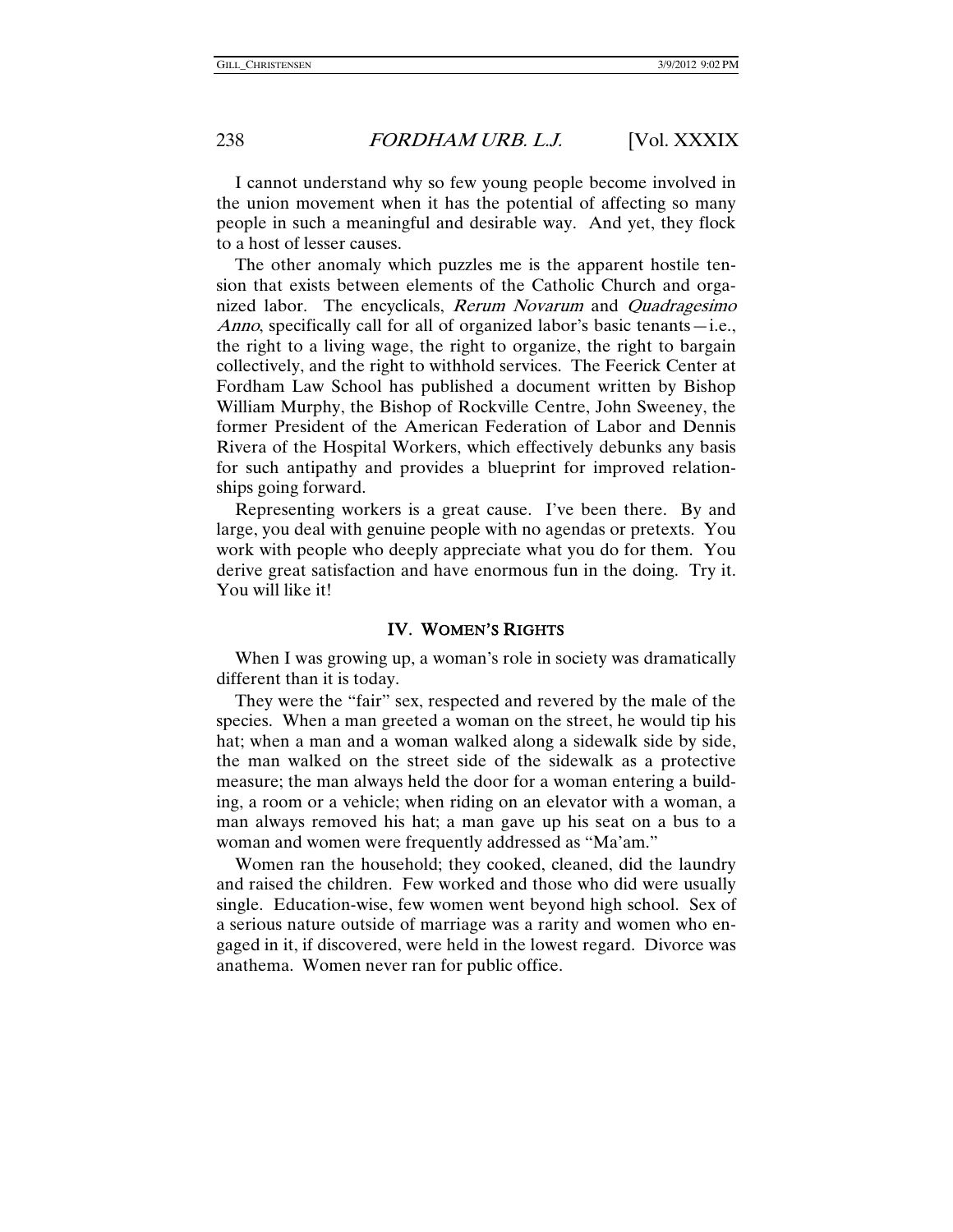I cannot understand why so few young people become involved in the union movement when it has the potential of affecting so many people in such a meaningful and desirable way. And yet, they flock to a host of lesser causes.

The other anomaly which puzzles me is the apparent hostile tension that exists between elements of the Catholic Church and organized labor. The encyclicals, *Rerum Novarum* and *Quadragesimo Anno*, specifically call for all of organized labor's basic tenants—i.e., the right to a living wage, the right to organize, the right to bargain collectively, and the right to withhold services. The Feerick Center at Fordham Law School has published a document written by Bishop William Murphy, the Bishop of Rockville Centre, John Sweeney, the former President of the American Federation of Labor and Dennis Rivera of the Hospital Workers, which effectively debunks any basis for such antipathy and provides a blueprint for improved relationships going forward.

Representing workers is a great cause. I've been there. By and large, you deal with genuine people with no agendas or pretexts. You work with people who deeply appreciate what you do for them. You derive great satisfaction and have enormous fun in the doing. Try it. You will like it!

## IV. WOMEN'S RIGHTS

When I was growing up, a woman's role in society was dramatically different than it is today.

They were the "fair" sex, respected and revered by the male of the species. When a man greeted a woman on the street, he would tip his hat; when a man and a woman walked along a sidewalk side by side, the man walked on the street side of the sidewalk as a protective measure; the man always held the door for a woman entering a building, a room or a vehicle; when riding on an elevator with a woman, a man always removed his hat; a man gave up his seat on a bus to a woman and women were frequently addressed as "Ma'am."

Women ran the household; they cooked, cleaned, did the laundry and raised the children. Few worked and those who did were usually single. Education-wise, few women went beyond high school. Sex of a serious nature outside of marriage was a rarity and women who engaged in it, if discovered, were held in the lowest regard. Divorce was anathema. Women never ran for public office.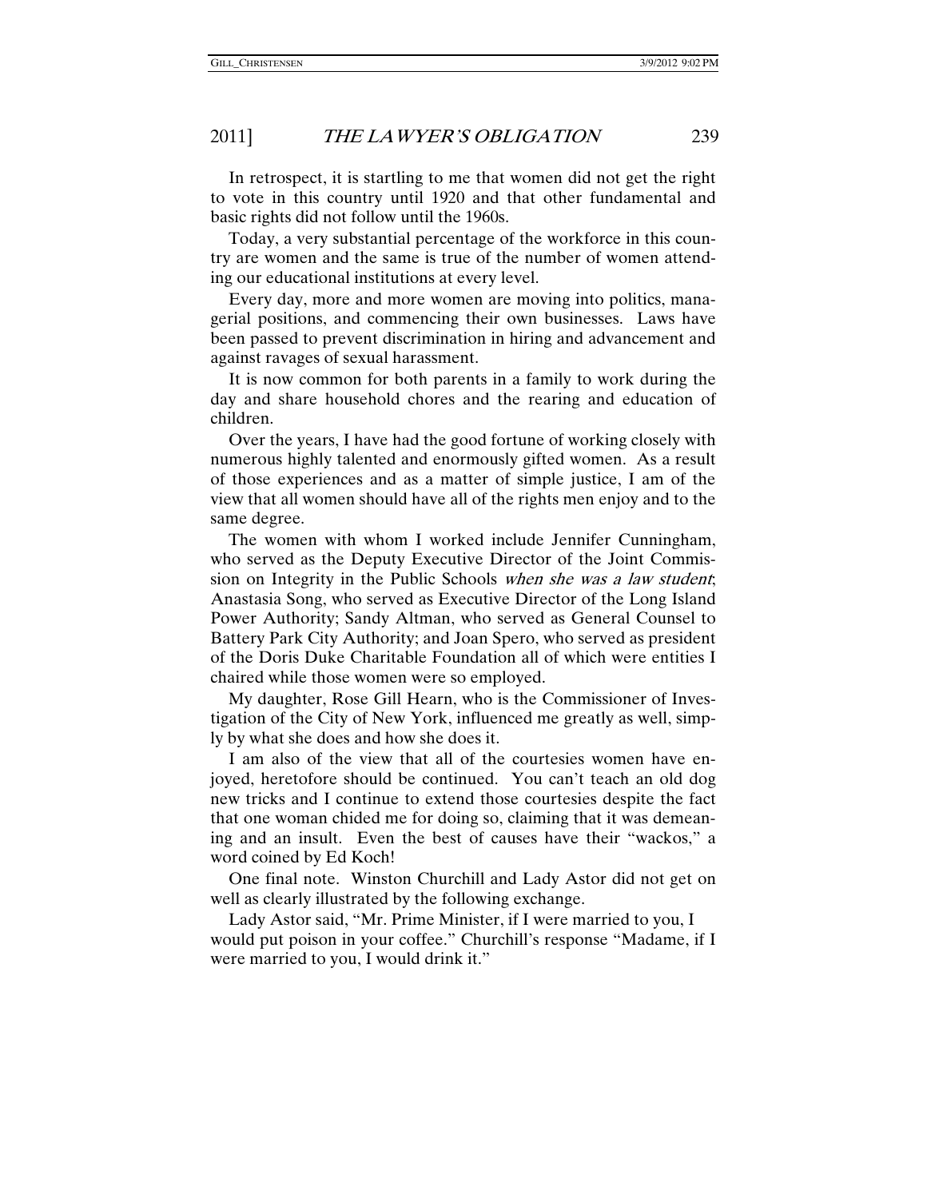In retrospect, it is startling to me that women did not get the right to vote in this country until 1920 and that other fundamental and basic rights did not follow until the 1960s.

Today, a very substantial percentage of the workforce in this country are women and the same is true of the number of women attending our educational institutions at every level.

Every day, more and more women are moving into politics, managerial positions, and commencing their own businesses. Laws have been passed to prevent discrimination in hiring and advancement and against ravages of sexual harassment.

It is now common for both parents in a family to work during the day and share household chores and the rearing and education of children.

Over the years, I have had the good fortune of working closely with numerous highly talented and enormously gifted women. As a result of those experiences and as a matter of simple justice, I am of the view that all women should have all of the rights men enjoy and to the same degree.

The women with whom I worked include Jennifer Cunningham, who served as the Deputy Executive Director of the Joint Commission on Integrity in the Public Schools *when she was a law student*; Anastasia Song, who served as Executive Director of the Long Island Power Authority; Sandy Altman, who served as General Counsel to Battery Park City Authority; and Joan Spero, who served as president of the Doris Duke Charitable Foundation all of which were entities I chaired while those women were so employed.

My daughter, Rose Gill Hearn, who is the Commissioner of Investigation of the City of New York, influenced me greatly as well, simply by what she does and how she does it.

I am also of the view that all of the courtesies women have enjoyed, heretofore should be continued. You can't teach an old dog new tricks and I continue to extend those courtesies despite the fact that one woman chided me for doing so, claiming that it was demeaning and an insult. Even the best of causes have their "wackos," a word coined by Ed Koch!

One final note. Winston Churchill and Lady Astor did not get on well as clearly illustrated by the following exchange.

Lady Astor said, "Mr. Prime Minister, if I were married to you, I would put poison in your coffee." Churchill's response "Madame, if I were married to you, I would drink it."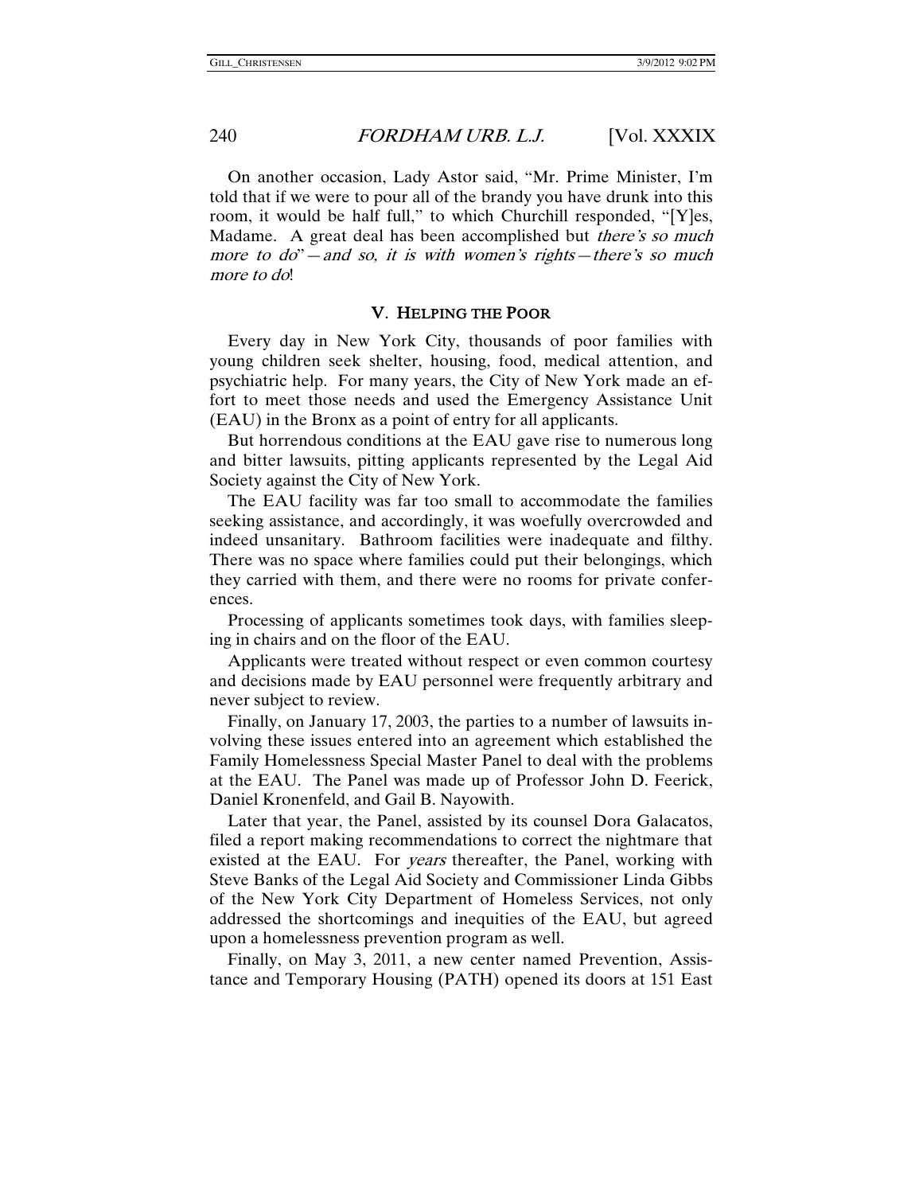On another occasion, Lady Astor said, "Mr. Prime Minister, I'm told that if we were to pour all of the brandy you have drunk into this room, it would be half full," to which Churchill responded, "[Y]es, Madame. A great deal has been accomplished but *there's so much more to do*"—*and so, it is with women's rights—there's so much more to do*!

## V. HELPING THE POOR

Every day in New York City, thousands of poor families with young children seek shelter, housing, food, medical attention, and psychiatric help. For many years, the City of New York made an effort to meet those needs and used the Emergency Assistance Unit (EAU) in the Bronx as a point of entry for all applicants.

But horrendous conditions at the EAU gave rise to numerous long and bitter lawsuits, pitting applicants represented by the Legal Aid Society against the City of New York.

The EAU facility was far too small to accommodate the families seeking assistance, and accordingly, it was woefully overcrowded and indeed unsanitary. Bathroom facilities were inadequate and filthy. There was no space where families could put their belongings, which they carried with them, and there were no rooms for private conferences.

Processing of applicants sometimes took days, with families sleeping in chairs and on the floor of the EAU.

Applicants were treated without respect or even common courtesy and decisions made by EAU personnel were frequently arbitrary and never subject to review.

Finally, on January 17, 2003, the parties to a number of lawsuits involving these issues entered into an agreement which established the Family Homelessness Special Master Panel to deal with the problems at the EAU. The Panel was made up of Professor John D. Feerick, Daniel Kronenfeld, and Gail B. Nayowith.

Later that year, the Panel, assisted by its counsel Dora Galacatos, filed a report making recommendations to correct the nightmare that existed at the EAU. For *years* thereafter, the Panel, working with Steve Banks of the Legal Aid Society and Commissioner Linda Gibbs of the New York City Department of Homeless Services, not only addressed the shortcomings and inequities of the EAU, but agreed upon a homelessness prevention program as well.

Finally, on May 3, 2011, a new center named Prevention, Assistance and Temporary Housing (PATH) opened its doors at 151 East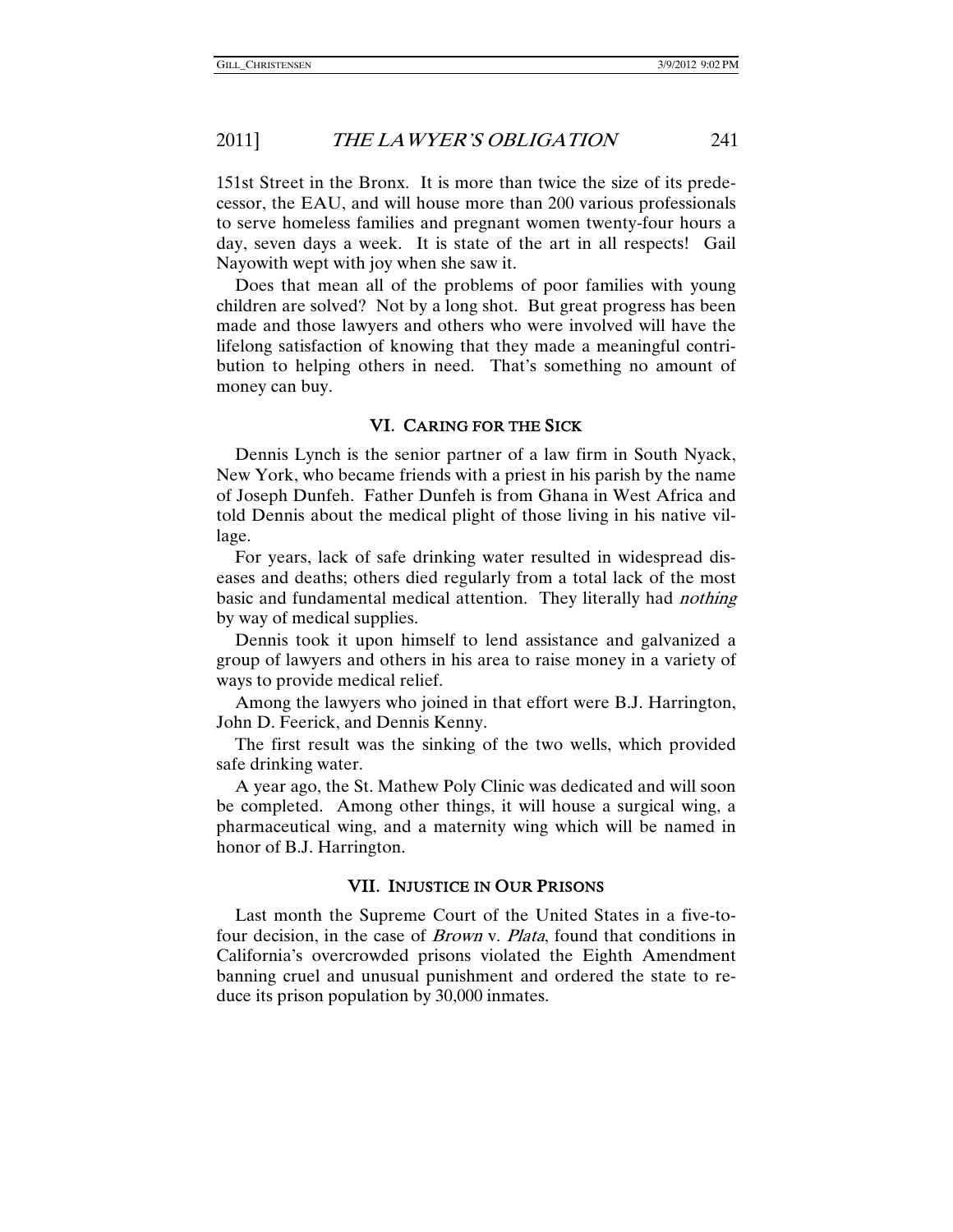151st Street in the Bronx. It is more than twice the size of its predecessor, the EAU, and will house more than 200 various professionals to serve homeless families and pregnant women twenty-four hours a day, seven days a week. It is state of the art in all respects! Gail Nayowith wept with joy when she saw it.

Does that mean all of the problems of poor families with young children are solved? Not by a long shot. But great progress has been made and those lawyers and others who were involved will have the lifelong satisfaction of knowing that they made a meaningful contribution to helping others in need. That's something no amount of money can buy.

## VI. CARING FOR THE SICK

Dennis Lynch is the senior partner of a law firm in South Nyack, New York, who became friends with a priest in his parish by the name of Joseph Dunfeh. Father Dunfeh is from Ghana in West Africa and told Dennis about the medical plight of those living in his native village.

For years, lack of safe drinking water resulted in widespread diseases and deaths; others died regularly from a total lack of the most basic and fundamental medical attention. They literally had *nothing* by way of medical supplies.

Dennis took it upon himself to lend assistance and galvanized a group of lawyers and others in his area to raise money in a variety of ways to provide medical relief.

Among the lawyers who joined in that effort were B.J. Harrington, John D. Feerick, and Dennis Kenny.

The first result was the sinking of the two wells, which provided safe drinking water.

A year ago, the St. Mathew Poly Clinic was dedicated and will soon be completed. Among other things, it will house a surgical wing, a pharmaceutical wing, and a maternity wing which will be named in honor of B.J. Harrington.

## VII. INJUSTICE IN OUR PRISONS

Last month the Supreme Court of the United States in a five-to-four decision, in the case of *Brown* v. *Plata*, found that conditions in California's overcrowded prisons violated the Eighth Amendment banning cruel and unusual punishment and ordered the state to reduce its prison population by 30,000 inmates.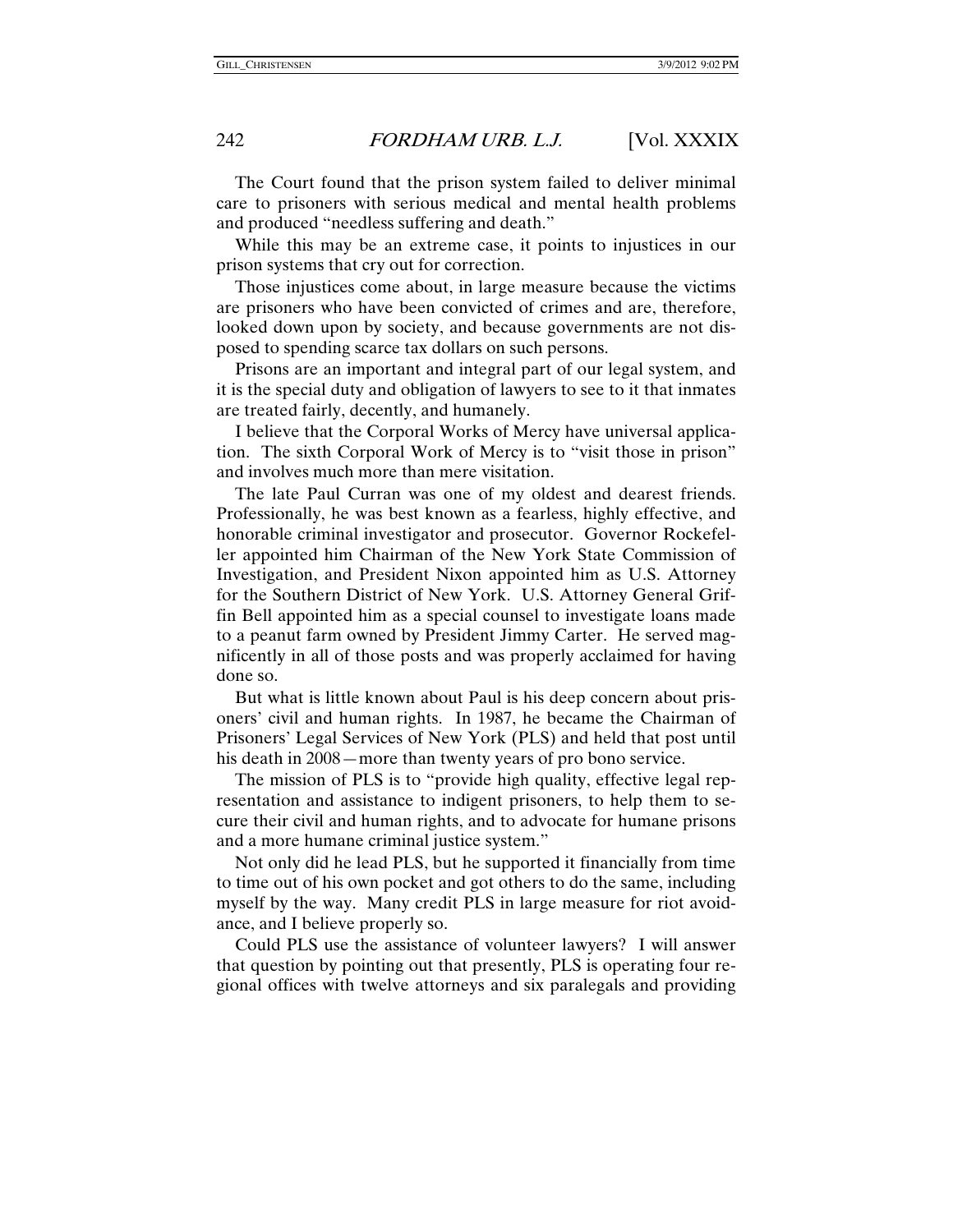The Court found that the prison system failed to deliver minimal care to prisoners with serious medical and mental health problems and produced "needless suffering and death."

While this may be an extreme case, it points to injustices in our prison systems that cry out for correction.

Those injustices come about, in large measure because the victims are prisoners who have been convicted of crimes and are, therefore, looked down upon by society, and because governments are not disposed to spending scarce tax dollars on such persons.

Prisons are an important and integral part of our legal system, and it is the special duty and obligation of lawyers to see to it that inmates are treated fairly, decently, and humanely.

I believe that the Corporal Works of Mercy have universal application. The sixth Corporal Work of Mercy is to "visit those in prison" and involves much more than mere visitation.

The late Paul Curran was one of my oldest and dearest friends. Professionally, he was best known as a fearless, highly effective, and honorable criminal investigator and prosecutor. Governor Rockefeller appointed him Chairman of the New York State Commission of Investigation, and President Nixon appointed him as U.S. Attorney for the Southern District of New York. U.S. Attorney General Griffin Bell appointed him as a special counsel to investigate loans made to a peanut farm owned by President Jimmy Carter. He served magnificently in all of those posts and was properly acclaimed for having done so.

But what is little known about Paul is his deep concern about prisoners' civil and human rights. In 1987, he became the Chairman of Prisoners' Legal Services of New York (PLS) and held that post until his death in 2008—more than twenty years of pro bono service.

The mission of PLS is to "provide high quality, effective legal representation and assistance to indigent prisoners, to help them to secure their civil and human rights, and to advocate for humane prisons and a more humane criminal justice system."

Not only did he lead PLS, but he supported it financially from time to time out of his own pocket and got others to do the same, including myself by the way. Many credit PLS in large measure for riot avoidance, and I believe properly so.

Could PLS use the assistance of volunteer lawyers? I will answer that question by pointing out that presently, PLS is operating four regional offices with twelve attorneys and six paralegals and providing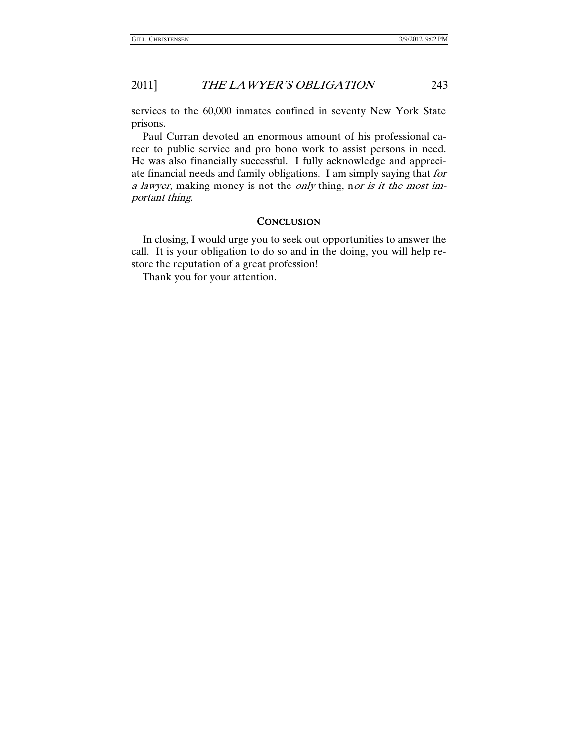services to the 60,000 inmates confined in seventy New York State prisons.

Paul Curran devoted an enormous amount of his professional career to public service and pro bono work to assist persons in need. He was also financially successful. I fully acknowledge and appreciate financial needs and family obligations. I am simply saying that *for a lawyer,* making money is not the *only* thing, n*or is it the most important thing*.

## CONCLUSION

In closing, I would urge you to seek out opportunities to answer the call. It is your obligation to do so and in the doing, you will help restore the reputation of a great profession!

Thank you for your attention.